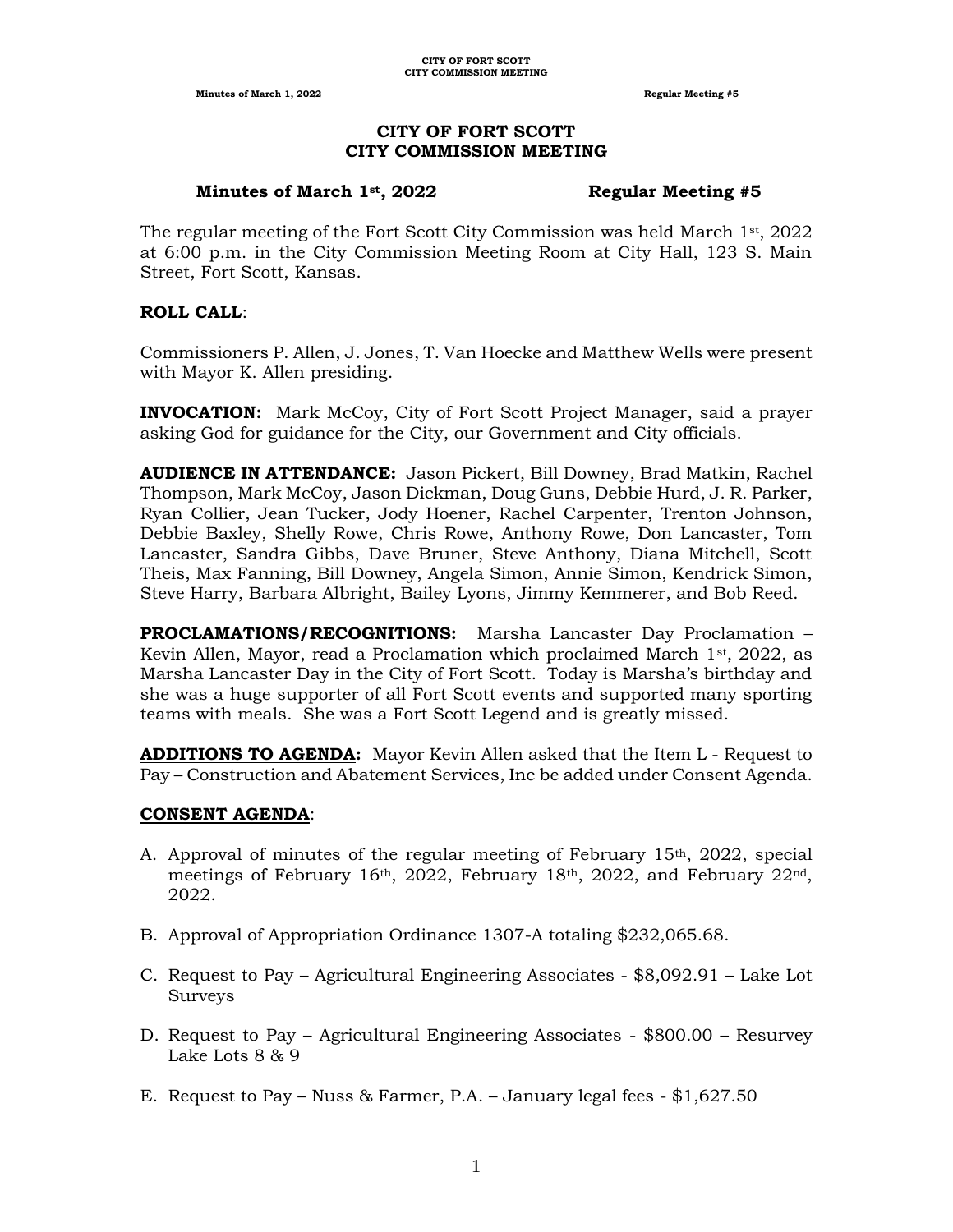# CITY OF FORT SCOTT
## CITY COMMISSION MEETING

**Minutes of March 1st, 2022 — Regular Meeting #5**

The regular meeting of the Fort Scott City Commission was held March 1st, 2022 at 6:00 p.m. in the City Commission Meeting Room at City Hall, 123 S. Main Street, Fort Scott, Kansas.

**ROLL CALL**:

Commissioners P. Allen, J. Jones, T. Van Hoecke and Matthew Wells were present with Mayor K. Allen presiding.

**INVOCATION:** Mark McCoy, City of Fort Scott Project Manager, said a prayer asking God for guidance for the City, our Government and City officials.

**AUDIENCE IN ATTENDANCE:** Jason Pickert, Bill Downey, Brad Matkin, Rachel Thompson, Mark McCoy, Jason Dickman, Doug Guns, Debbie Hurd, J. R. Parker, Ryan Collier, Jean Tucker, Jody Hoener, Rachel Carpenter, Trenton Johnson, Debbie Baxley, Shelly Rowe, Chris Rowe, Anthony Rowe, Don Lancaster, Tom Lancaster, Sandra Gibbs, Dave Bruner, Steve Anthony, Diana Mitchell, Scott Theis, Max Fanning, Bill Downey, Angela Simon, Annie Simon, Kendrick Simon, Steve Harry, Barbara Albright, Bailey Lyons, Jimmy Kemmerer, and Bob Reed.

**PROCLAMATIONS/RECOGNITIONS:** Marsha Lancaster Day Proclamation – Kevin Allen, Mayor, read a Proclamation which proclaimed March 1st, 2022, as Marsha Lancaster Day in the City of Fort Scott. Today is Marsha's birthday and she was a huge supporter of all Fort Scott events and supported many sporting teams with meals. She was a Fort Scott Legend and is greatly missed.

**ADDITIONS TO AGENDA:** Mayor Kevin Allen asked that the Item L - Request to Pay – Construction and Abatement Services, Inc be added under Consent Agenda.

**CONSENT AGENDA**:

A. Approval of minutes of the regular meeting of February 15th, 2022, special meetings of February 16th, 2022, February 18th, 2022, and February 22nd, 2022.

B. Approval of Appropriation Ordinance 1307-A totaling $232,065.68.

C. Request to Pay – Agricultural Engineering Associates - $8,092.91 – Lake Lot Surveys

D. Request to Pay – Agricultural Engineering Associates - $800.00 – Resurvey Lake Lots 8 & 9

E. Request to Pay – Nuss & Farmer, P.A. – January legal fees - $1,627.50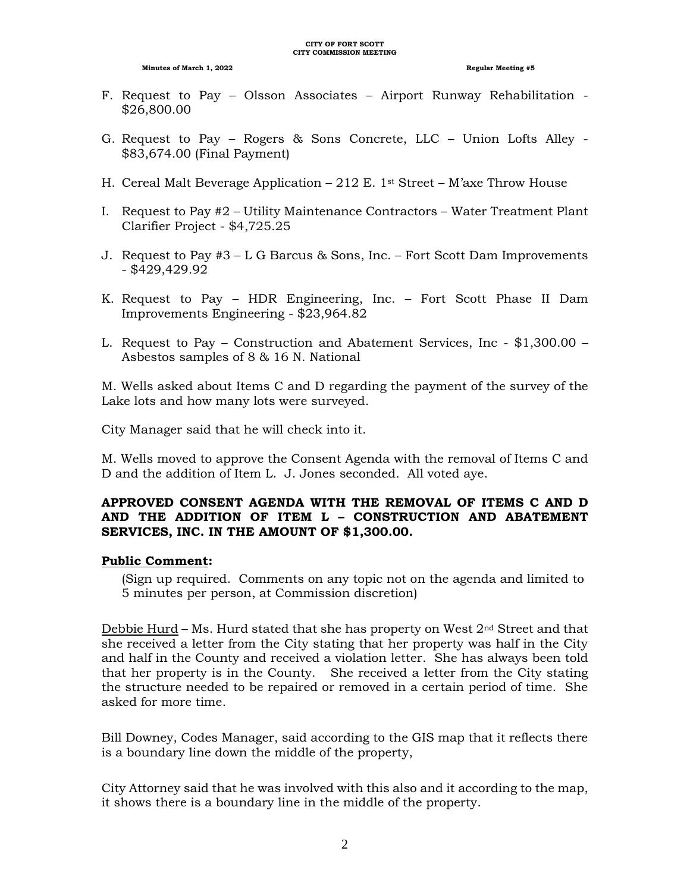F. Request to Pay – Olsson Associates – Airport Runway Rehabilitation - $26,800.00

G. Request to Pay – Rogers & Sons Concrete, LLC – Union Lofts Alley - $83,674.00 (Final Payment)

H. Cereal Malt Beverage Application – 212 E. 1st Street – M'axe Throw House

I. Request to Pay #2 – Utility Maintenance Contractors – Water Treatment Plant Clarifier Project - $4,725.25

J. Request to Pay #3 – L G Barcus & Sons, Inc. – Fort Scott Dam Improvements - $429,429.92

K. Request to Pay – HDR Engineering, Inc. – Fort Scott Phase II Dam Improvements Engineering - $23,964.82

L. Request to Pay – Construction and Abatement Services, Inc - $1,300.00 – Asbestos samples of 8 & 16 N. National

M. Wells asked about Items C and D regarding the payment of the survey of the Lake lots and how many lots were surveyed.

City Manager said that he will check into it.

M. Wells moved to approve the Consent Agenda with the removal of Items C and D and the addition of Item L. J. Jones seconded. All voted aye.

**APPROVED CONSENT AGENDA WITH THE REMOVAL OF ITEMS C AND D AND THE ADDITION OF ITEM L – CONSTRUCTION AND ABATEMENT SERVICES, INC. IN THE AMOUNT OF $1,300.00.**

**Public Comment:**

(Sign up required. Comments on any topic not on the agenda and limited to 5 minutes per person, at Commission discretion)

Debbie Hurd – Ms. Hurd stated that she has property on West 2nd Street and that she received a letter from the City stating that her property was half in the City and half in the County and received a violation letter. She has always been told that her property is in the County. She received a letter from the City stating the structure needed to be repaired or removed in a certain period of time. She asked for more time.

Bill Downey, Codes Manager, said according to the GIS map that it reflects there is a boundary line down the middle of the property,

City Attorney said that he was involved with this also and it according to the map, it shows there is a boundary line in the middle of the property.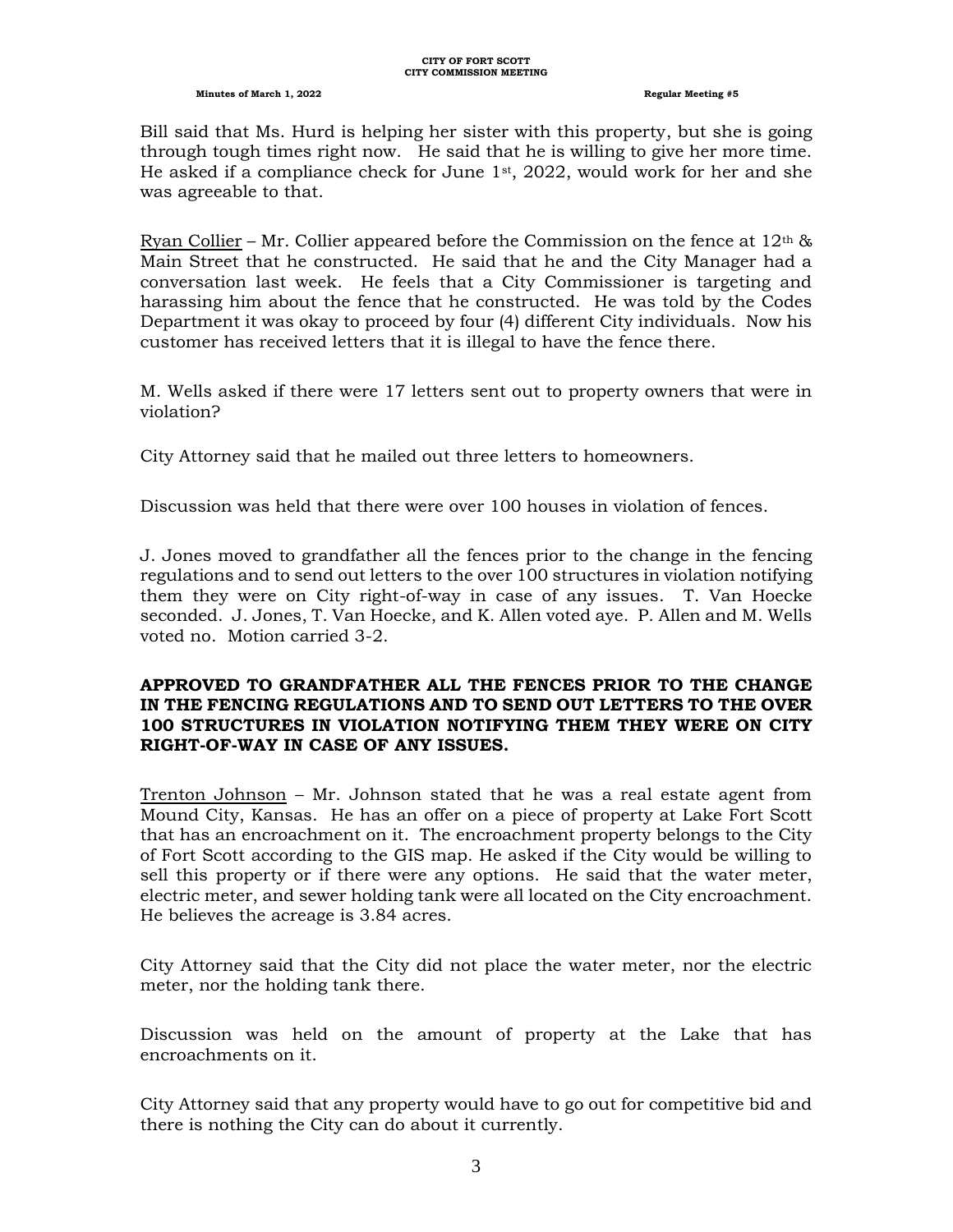Bill said that Ms. Hurd is helping her sister with this property, but she is going through tough times right now. He said that he is willing to give her more time. He asked if a compliance check for June 1st, 2022, would work for her and she was agreeable to that.

Ryan Collier – Mr. Collier appeared before the Commission on the fence at 12th & Main Street that he constructed. He said that he and the City Manager had a conversation last week. He feels that a City Commissioner is targeting and harassing him about the fence that he constructed. He was told by the Codes Department it was okay to proceed by four (4) different City individuals. Now his customer has received letters that it is illegal to have the fence there.

M. Wells asked if there were 17 letters sent out to property owners that were in violation?

City Attorney said that he mailed out three letters to homeowners.

Discussion was held that there were over 100 houses in violation of fences.

J. Jones moved to grandfather all the fences prior to the change in the fencing regulations and to send out letters to the over 100 structures in violation notifying them they were on City right-of-way in case of any issues. T. Van Hoecke seconded. J. Jones, T. Van Hoecke, and K. Allen voted aye. P. Allen and M. Wells voted no. Motion carried 3-2.

**APPROVED TO GRANDFATHER ALL THE FENCES PRIOR TO THE CHANGE IN THE FENCING REGULATIONS AND TO SEND OUT LETTERS TO THE OVER 100 STRUCTURES IN VIOLATION NOTIFYING THEM THEY WERE ON CITY RIGHT-OF-WAY IN CASE OF ANY ISSUES.**

Trenton Johnson – Mr. Johnson stated that he was a real estate agent from Mound City, Kansas. He has an offer on a piece of property at Lake Fort Scott that has an encroachment on it. The encroachment property belongs to the City of Fort Scott according to the GIS map. He asked if the City would be willing to sell this property or if there were any options. He said that the water meter, electric meter, and sewer holding tank were all located on the City encroachment. He believes the acreage is 3.84 acres.

City Attorney said that the City did not place the water meter, nor the electric meter, nor the holding tank there.

Discussion was held on the amount of property at the Lake that has encroachments on it.

City Attorney said that any property would have to go out for competitive bid and there is nothing the City can do about it currently.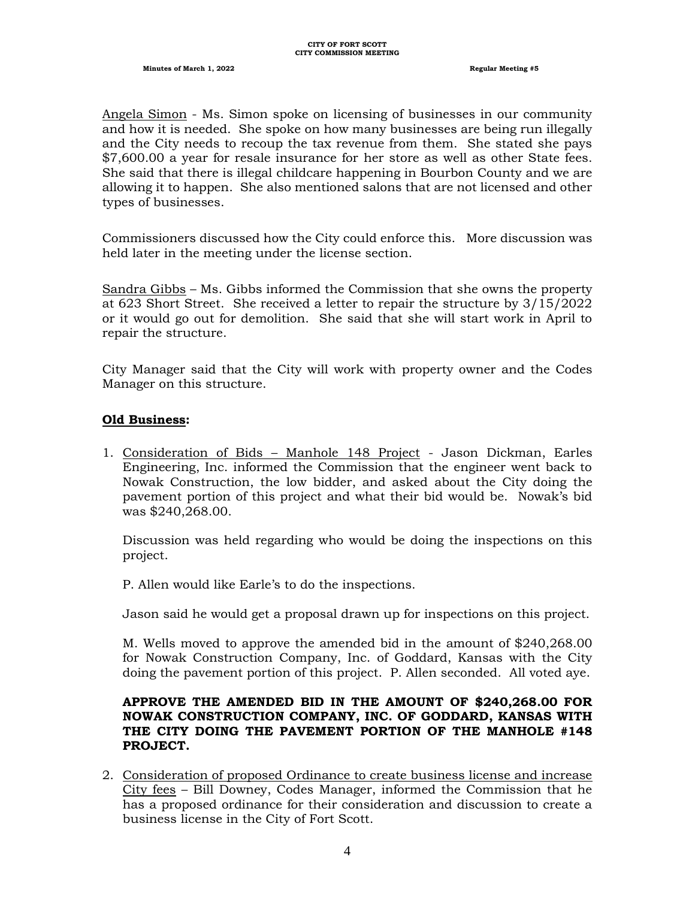Angela Simon - Ms. Simon spoke on licensing of businesses in our community and how it is needed. She spoke on how many businesses are being run illegally and the City needs to recoup the tax revenue from them. She stated she pays $7,600.00 a year for resale insurance for her store as well as other State fees. She said that there is illegal childcare happening in Bourbon County and we are allowing it to happen. She also mentioned salons that are not licensed and other types of businesses.

Commissioners discussed how the City could enforce this. More discussion was held later in the meeting under the license section.

Sandra Gibbs – Ms. Gibbs informed the Commission that she owns the property at 623 Short Street. She received a letter to repair the structure by 3/15/2022 or it would go out for demolition. She said that she will start work in April to repair the structure.

City Manager said that the City will work with property owner and the Codes Manager on this structure.

**Old Business:**

1. Consideration of Bids – Manhole 148 Project - Jason Dickman, Earles Engineering, Inc. informed the Commission that the engineer went back to Nowak Construction, the low bidder, and asked about the City doing the pavement portion of this project and what their bid would be. Nowak's bid was $240,268.00.

   Discussion was held regarding who would be doing the inspections on this project.

   P. Allen would like Earle's to do the inspections.

   Jason said he would get a proposal drawn up for inspections on this project.

   M. Wells moved to approve the amended bid in the amount of $240,268.00 for Nowak Construction Company, Inc. of Goddard, Kansas with the City doing the pavement portion of this project. P. Allen seconded. All voted aye.

   **APPROVE THE AMENDED BID IN THE AMOUNT OF $240,268.00 FOR NOWAK CONSTRUCTION COMPANY, INC. OF GODDARD, KANSAS WITH THE CITY DOING THE PAVEMENT PORTION OF THE MANHOLE #148 PROJECT.**

2. Consideration of proposed Ordinance to create business license and increase City fees – Bill Downey, Codes Manager, informed the Commission that he has a proposed ordinance for their consideration and discussion to create a business license in the City of Fort Scott.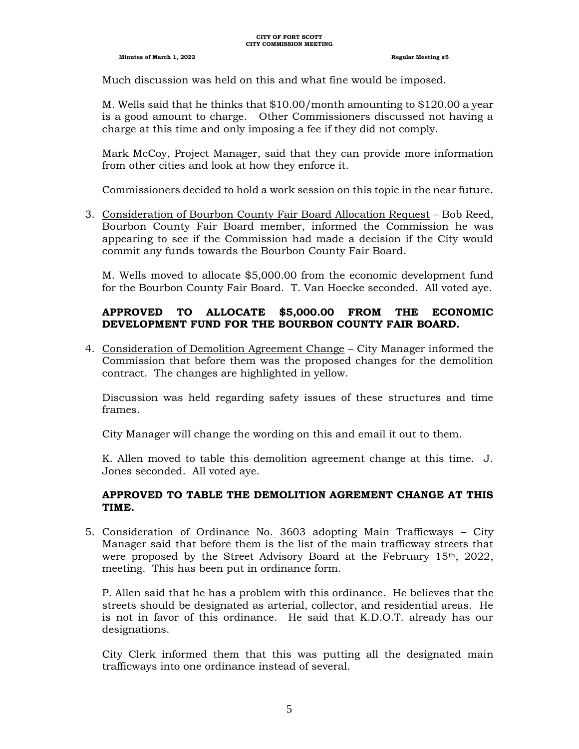Much discussion was held on this and what fine would be imposed.

M. Wells said that he thinks that $10.00/month amounting to $120.00 a year is a good amount to charge. Other Commissioners discussed not having a charge at this time and only imposing a fee if they did not comply.

Mark McCoy, Project Manager, said that they can provide more information from other cities and look at how they enforce it.

Commissioners decided to hold a work session on this topic in the near future.

3. Consideration of Bourbon County Fair Board Allocation Request – Bob Reed, Bourbon County Fair Board member, informed the Commission he was appearing to see if the Commission had made a decision if the City would commit any funds towards the Bourbon County Fair Board.

   M. Wells moved to allocate $5,000.00 from the economic development fund for the Bourbon County Fair Board. T. Van Hoecke seconded. All voted aye.

   **APPROVED TO ALLOCATE $5,000.00 FROM THE ECONOMIC DEVELOPMENT FUND FOR THE BOURBON COUNTY FAIR BOARD.**

4. Consideration of Demolition Agreement Change – City Manager informed the Commission that before them was the proposed changes for the demolition contract. The changes are highlighted in yellow.

   Discussion was held regarding safety issues of these structures and time frames.

   City Manager will change the wording on this and email it out to them.

   K. Allen moved to table this demolition agreement change at this time. J. Jones seconded. All voted aye.

   **APPROVED TO TABLE THE DEMOLITION AGREMENT CHANGE AT THIS TIME.**

5. Consideration of Ordinance No. 3603 adopting Main Trafficways – City Manager said that before them is the list of the main trafficway streets that were proposed by the Street Advisory Board at the February 15th, 2022, meeting. This has been put in ordinance form.

   P. Allen said that he has a problem with this ordinance. He believes that the streets should be designated as arterial, collector, and residential areas. He is not in favor of this ordinance. He said that K.D.O.T. already has our designations.

   City Clerk informed them that this was putting all the designated main trafficways into one ordinance instead of several.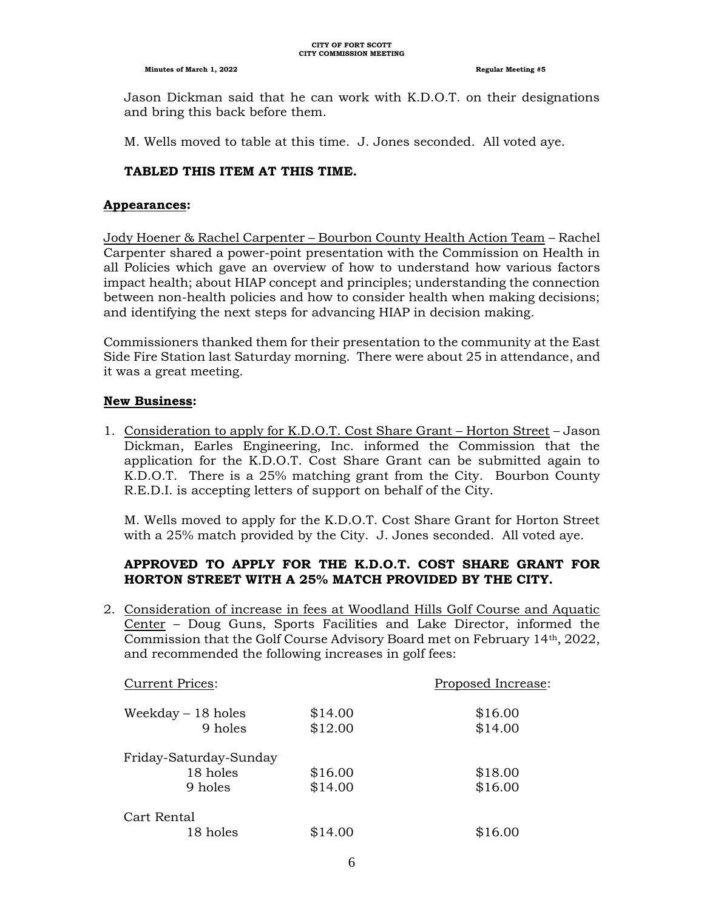Jason Dickman said that he can work with K.D.O.T. on their designations and bring this back before them.

M. Wells moved to table at this time. J. Jones seconded. All voted aye.

**TABLED THIS ITEM AT THIS TIME.**

**Appearances:**

Jody Hoener & Rachel Carpenter – Bourbon County Health Action Team – Rachel Carpenter shared a power-point presentation with the Commission on Health in all Policies which gave an overview of how to understand how various factors impact health; about HIAP concept and principles; understanding the connection between non-health policies and how to consider health when making decisions; and identifying the next steps for advancing HIAP in decision making.

Commissioners thanked them for their presentation to the community at the East Side Fire Station last Saturday morning. There were about 25 in attendance, and it was a great meeting.

**New Business:**

1. Consideration to apply for K.D.O.T. Cost Share Grant – Horton Street – Jason Dickman, Earles Engineering, Inc. informed the Commission that the application for the K.D.O.T. Cost Share Grant can be submitted again to K.D.O.T. There is a 25% matching grant from the City. Bourbon County R.E.D.I. is accepting letters of support on behalf of the City.

   M. Wells moved to apply for the K.D.O.T. Cost Share Grant for Horton Street with a 25% match provided by the City. J. Jones seconded. All voted aye.

   **APPROVED TO APPLY FOR THE K.D.O.T. COST SHARE GRANT FOR HORTON STREET WITH A 25% MATCH PROVIDED BY THE CITY.**

2. Consideration of increase in fees at Woodland Hills Golf Course and Aquatic Center – Doug Guns, Sports Facilities and Lake Director, informed the Commission that the Golf Course Advisory Board met on February 14th, 2022, and recommended the following increases in golf fees:

| Current Prices: | | Proposed Increase: |
|---|---|---|
| Weekday – 18 holes | $14.00 | $16.00 |
| 9 holes | $12.00 | $14.00 |
| Friday-Saturday-Sunday | | |
| 18 holes | $16.00 | $18.00 |
| 9 holes | $14.00 | $16.00 |
| Cart Rental | | |
| 18 holes | $14.00 | $16.00 |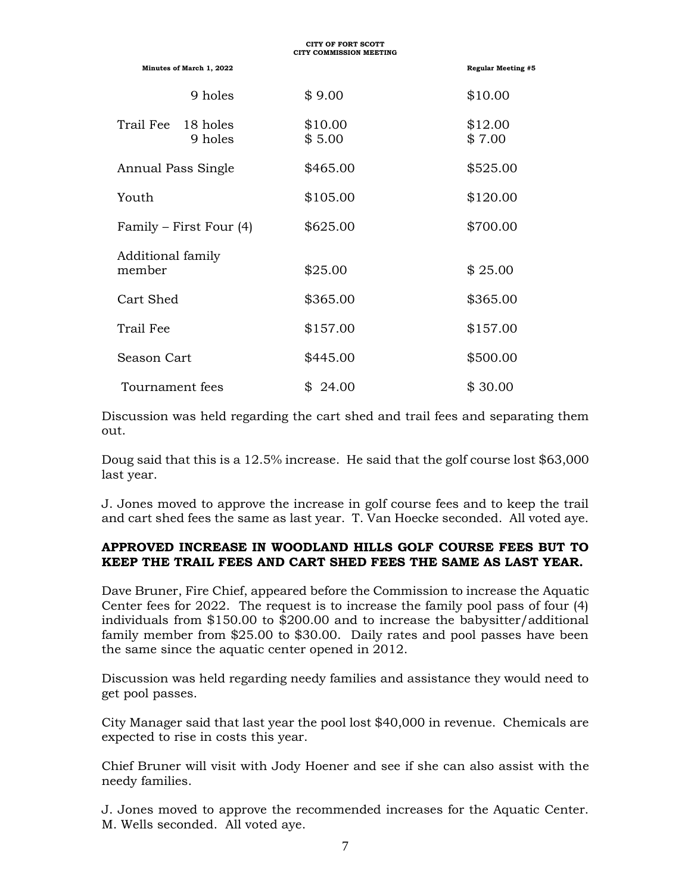| | | |
|---|---|---|
| 9 holes | $ 9.00 | $10.00 |
| Trail Fee 18 holes | $10.00 | $12.00 |
| 9 holes | $ 5.00 | $ 7.00 |
| Annual Pass Single | $465.00 | $525.00 |
| Youth | $105.00 | $120.00 |
| Family – First Four (4) | $625.00 | $700.00 |
| Additional family member | $25.00 | $ 25.00 |
| Cart Shed | $365.00 | $365.00 |
| Trail Fee | $157.00 | $157.00 |
| Season Cart | $445.00 | $500.00 |
| Tournament fees | $ 24.00 | $ 30.00 |

Discussion was held regarding the cart shed and trail fees and separating them out.

Doug said that this is a 12.5% increase. He said that the golf course lost $63,000 last year.

J. Jones moved to approve the increase in golf course fees and to keep the trail and cart shed fees the same as last year. T. Van Hoecke seconded. All voted aye.

**APPROVED INCREASE IN WOODLAND HILLS GOLF COURSE FEES BUT TO KEEP THE TRAIL FEES AND CART SHED FEES THE SAME AS LAST YEAR.**

Dave Bruner, Fire Chief, appeared before the Commission to increase the Aquatic Center fees for 2022. The request is to increase the family pool pass of four (4) individuals from $150.00 to $200.00 and to increase the babysitter/additional family member from $25.00 to $30.00. Daily rates and pool passes have been the same since the aquatic center opened in 2012.

Discussion was held regarding needy families and assistance they would need to get pool passes.

City Manager said that last year the pool lost $40,000 in revenue. Chemicals are expected to rise in costs this year.

Chief Bruner will visit with Jody Hoener and see if she can also assist with the needy families.

J. Jones moved to approve the recommended increases for the Aquatic Center. M. Wells seconded. All voted aye.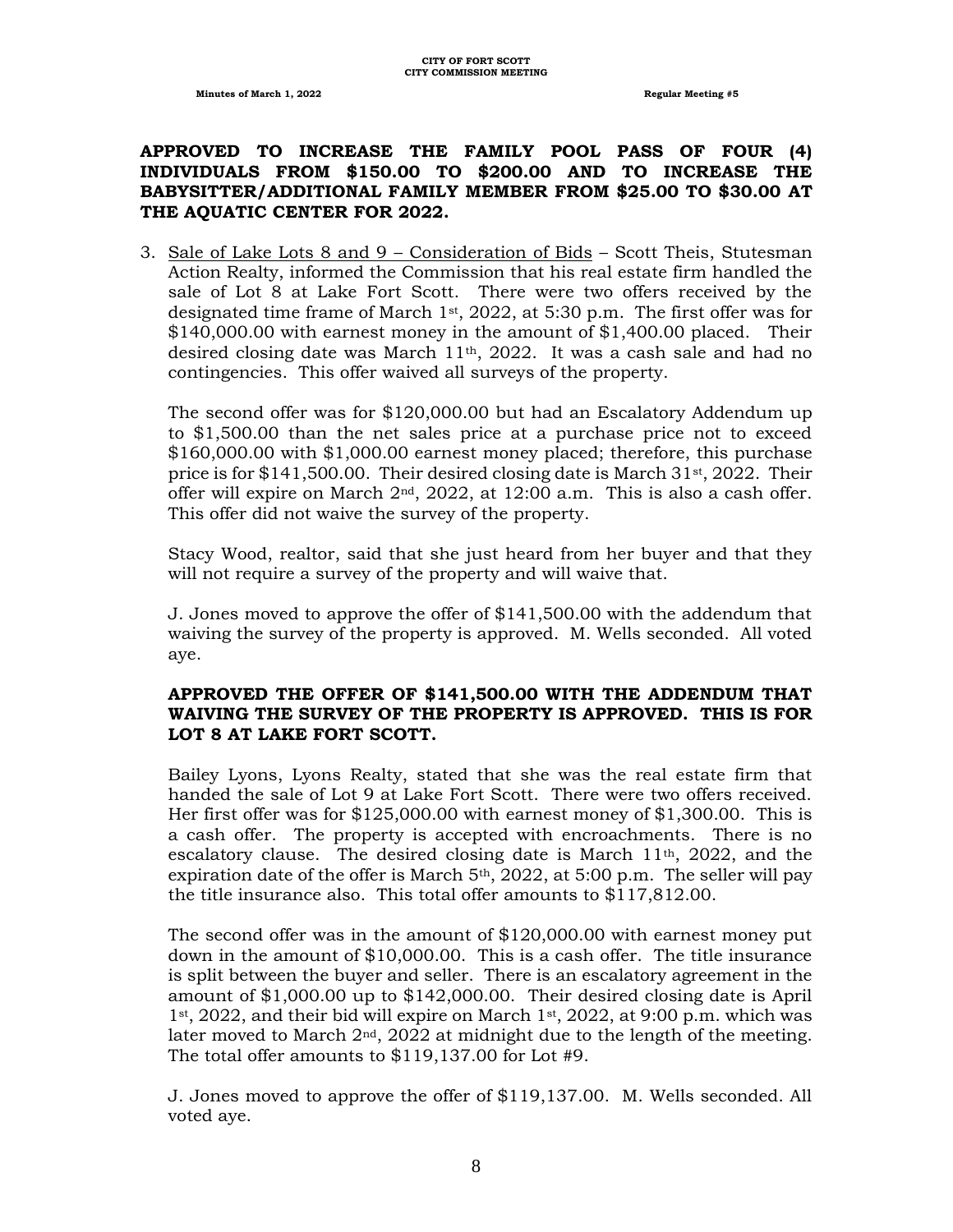**APPROVED TO INCREASE THE FAMILY POOL PASS OF FOUR (4) INDIVIDUALS FROM \$150.00 TO \$200.00 AND TO INCREASE THE BABYSITTER/ADDITIONAL FAMILY MEMBER FROM \$25.00 TO \$30.00 AT THE AQUATIC CENTER FOR 2022.**

3. Sale of Lake Lots 8 and 9 – Consideration of Bids – Scott Theis, Stutesman Action Realty, informed the Commission that his real estate firm handled the sale of Lot 8 at Lake Fort Scott. There were two offers received by the designated time frame of March 1st, 2022, at 5:30 p.m. The first offer was for \$140,000.00 with earnest money in the amount of \$1,400.00 placed. Their desired closing date was March 11th, 2022. It was a cash sale and had no contingencies. This offer waived all surveys of the property.

   The second offer was for \$120,000.00 but had an Escalatory Addendum up to \$1,500.00 than the net sales price at a purchase price not to exceed \$160,000.00 with \$1,000.00 earnest money placed; therefore, this purchase price is for \$141,500.00. Their desired closing date is March 31st, 2022. Their offer will expire on March 2nd, 2022, at 12:00 a.m. This is also a cash offer. This offer did not waive the survey of the property.

   Stacy Wood, realtor, said that she just heard from her buyer and that they will not require a survey of the property and will waive that.

   J. Jones moved to approve the offer of \$141,500.00 with the addendum that waiving the survey of the property is approved. M. Wells seconded. All voted aye.

   **APPROVED THE OFFER OF \$141,500.00 WITH THE ADDENDUM THAT WAIVING THE SURVEY OF THE PROPERTY IS APPROVED. THIS IS FOR LOT 8 AT LAKE FORT SCOTT.**

   Bailey Lyons, Lyons Realty, stated that she was the real estate firm that handed the sale of Lot 9 at Lake Fort Scott. There were two offers received. Her first offer was for \$125,000.00 with earnest money of \$1,300.00. This is a cash offer. The property is accepted with encroachments. There is no escalatory clause. The desired closing date is March 11th, 2022, and the expiration date of the offer is March 5th, 2022, at 5:00 p.m. The seller will pay the title insurance also. This total offer amounts to \$117,812.00.

   The second offer was in the amount of \$120,000.00 with earnest money put down in the amount of \$10,000.00. This is a cash offer. The title insurance is split between the buyer and seller. There is an escalatory agreement in the amount of \$1,000.00 up to \$142,000.00. Their desired closing date is April 1st, 2022, and their bid will expire on March 1st, 2022, at 9:00 p.m. which was later moved to March 2nd, 2022 at midnight due to the length of the meeting. The total offer amounts to \$119,137.00 for Lot #9.

   J. Jones moved to approve the offer of \$119,137.00. M. Wells seconded. All voted aye.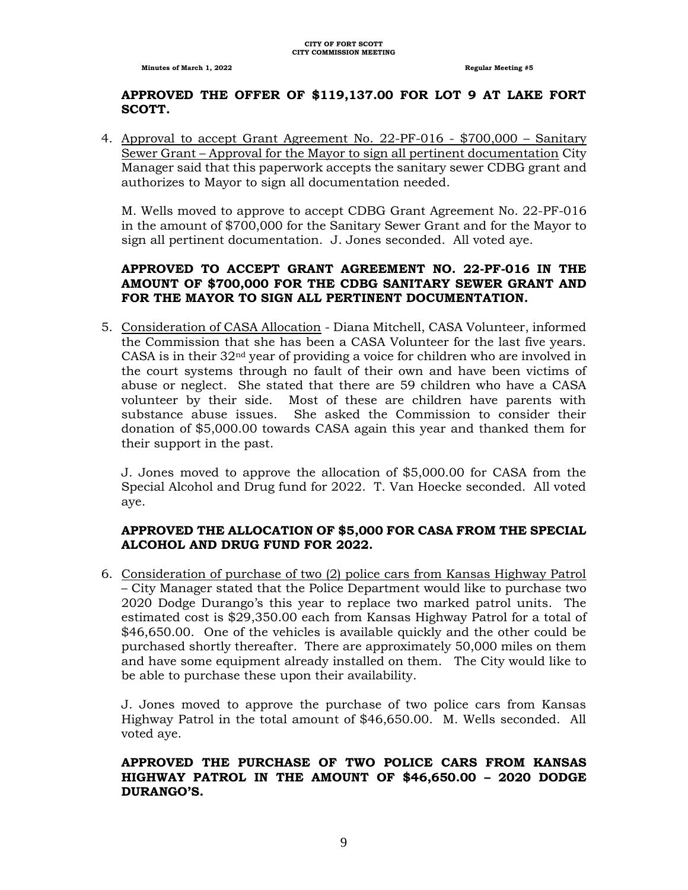**APPROVED THE OFFER OF $119,137.00 FOR LOT 9 AT LAKE FORT SCOTT.**

4. Approval to accept Grant Agreement No. 22-PF-016 - $700,000 – Sanitary Sewer Grant – Approval for the Mayor to sign all pertinent documentation City Manager said that this paperwork accepts the sanitary sewer CDBG grant and authorizes to Mayor to sign all documentation needed.

   M. Wells moved to approve to accept CDBG Grant Agreement No. 22-PF-016 in the amount of $700,000 for the Sanitary Sewer Grant and for the Mayor to sign all pertinent documentation. J. Jones seconded. All voted aye.

   **APPROVED TO ACCEPT GRANT AGREEMENT NO. 22-PF-016 IN THE AMOUNT OF $700,000 FOR THE CDBG SANITARY SEWER GRANT AND FOR THE MAYOR TO SIGN ALL PERTINENT DOCUMENTATION.**

5. Consideration of CASA Allocation - Diana Mitchell, CASA Volunteer, informed the Commission that she has been a CASA Volunteer for the last five years. CASA is in their 32nd year of providing a voice for children who are involved in the court systems through no fault of their own and have been victims of abuse or neglect. She stated that there are 59 children who have a CASA volunteer by their side. Most of these are children have parents with substance abuse issues. She asked the Commission to consider their donation of $5,000.00 towards CASA again this year and thanked them for their support in the past.

   J. Jones moved to approve the allocation of $5,000.00 for CASA from the Special Alcohol and Drug fund for 2022. T. Van Hoecke seconded. All voted aye.

   **APPROVED THE ALLOCATION OF $5,000 FOR CASA FROM THE SPECIAL ALCOHOL AND DRUG FUND FOR 2022.**

6. Consideration of purchase of two (2) police cars from Kansas Highway Patrol – City Manager stated that the Police Department would like to purchase two 2020 Dodge Durango's this year to replace two marked patrol units. The estimated cost is $29,350.00 each from Kansas Highway Patrol for a total of $46,650.00. One of the vehicles is available quickly and the other could be purchased shortly thereafter. There are approximately 50,000 miles on them and have some equipment already installed on them. The City would like to be able to purchase these upon their availability.

   J. Jones moved to approve the purchase of two police cars from Kansas Highway Patrol in the total amount of $46,650.00. M. Wells seconded. All voted aye.

   **APPROVED THE PURCHASE OF TWO POLICE CARS FROM KANSAS HIGHWAY PATROL IN THE AMOUNT OF $46,650.00 – 2020 DODGE DURANGO'S.**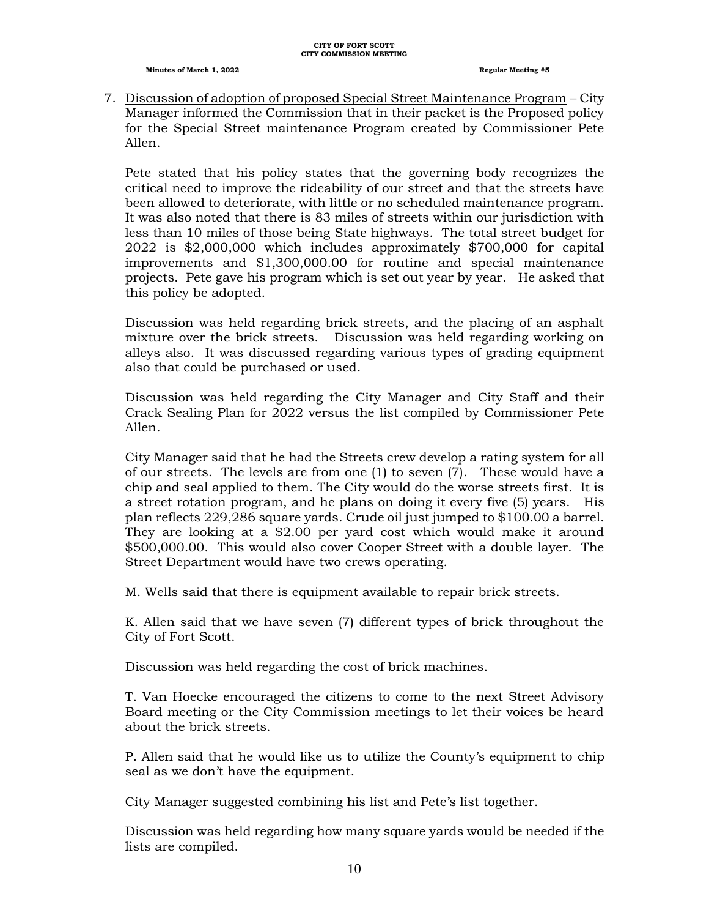7. <u>Discussion of adoption of proposed Special Street Maintenance Program</u> – City Manager informed the Commission that in their packet is the Proposed policy for the Special Street maintenance Program created by Commissioner Pete Allen.

   Pete stated that his policy states that the governing body recognizes the critical need to improve the rideability of our street and that the streets have been allowed to deteriorate, with little or no scheduled maintenance program. It was also noted that there is 83 miles of streets within our jurisdiction with less than 10 miles of those being State highways. The total street budget for 2022 is $2,000,000 which includes approximately $700,000 for capital improvements and $1,300,000.00 for routine and special maintenance projects. Pete gave his program which is set out year by year. He asked that this policy be adopted.

   Discussion was held regarding brick streets, and the placing of an asphalt mixture over the brick streets. Discussion was held regarding working on alleys also. It was discussed regarding various types of grading equipment also that could be purchased or used.

   Discussion was held regarding the City Manager and City Staff and their Crack Sealing Plan for 2022 versus the list compiled by Commissioner Pete Allen.

   City Manager said that he had the Streets crew develop a rating system for all of our streets. The levels are from one (1) to seven (7). These would have a chip and seal applied to them. The City would do the worse streets first. It is a street rotation program, and he plans on doing it every five (5) years. His plan reflects 229,286 square yards. Crude oil just jumped to $100.00 a barrel. They are looking at a $2.00 per yard cost which would make it around $500,000.00. This would also cover Cooper Street with a double layer. The Street Department would have two crews operating.

   M. Wells said that there is equipment available to repair brick streets.

   K. Allen said that we have seven (7) different types of brick throughout the City of Fort Scott.

   Discussion was held regarding the cost of brick machines.

   T. Van Hoecke encouraged the citizens to come to the next Street Advisory Board meeting or the City Commission meetings to let their voices be heard about the brick streets.

   P. Allen said that he would like us to utilize the County's equipment to chip seal as we don't have the equipment.

   City Manager suggested combining his list and Pete's list together.

   Discussion was held regarding how many square yards would be needed if the lists are compiled.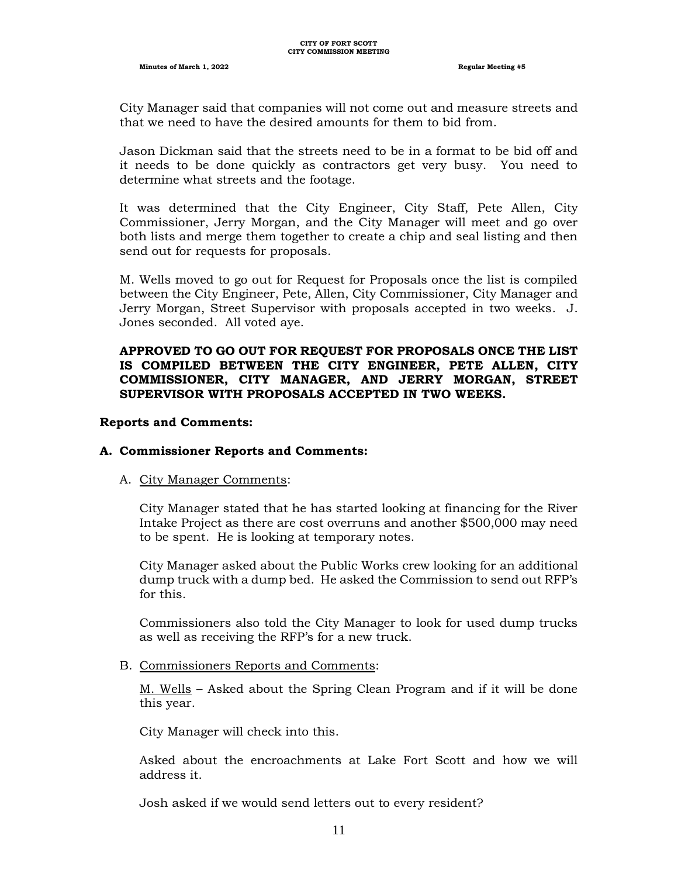City Manager said that companies will not come out and measure streets and that we need to have the desired amounts for them to bid from.

Jason Dickman said that the streets need to be in a format to be bid off and it needs to be done quickly as contractors get very busy. You need to determine what streets and the footage.

It was determined that the City Engineer, City Staff, Pete Allen, City Commissioner, Jerry Morgan, and the City Manager will meet and go over both lists and merge them together to create a chip and seal listing and then send out for requests for proposals.

M. Wells moved to go out for Request for Proposals once the list is compiled between the City Engineer, Pete, Allen, City Commissioner, City Manager and Jerry Morgan, Street Supervisor with proposals accepted in two weeks. J. Jones seconded. All voted aye.

**APPROVED TO GO OUT FOR REQUEST FOR PROPOSALS ONCE THE LIST IS COMPILED BETWEEN THE CITY ENGINEER, PETE ALLEN, CITY COMMISSIONER, CITY MANAGER, AND JERRY MORGAN, STREET SUPERVISOR WITH PROPOSALS ACCEPTED IN TWO WEEKS.**

**Reports and Comments:**

**A. Commissioner Reports and Comments:**

A. City Manager Comments:

City Manager stated that he has started looking at financing for the River Intake Project as there are cost overruns and another $500,000 may need to be spent. He is looking at temporary notes.

City Manager asked about the Public Works crew looking for an additional dump truck with a dump bed. He asked the Commission to send out RFP's for this.

Commissioners also told the City Manager to look for used dump trucks as well as receiving the RFP's for a new truck.

B. Commissioners Reports and Comments:

M. Wells – Asked about the Spring Clean Program and if it will be done this year.

City Manager will check into this.

Asked about the encroachments at Lake Fort Scott and how we will address it.

Josh asked if we would send letters out to every resident?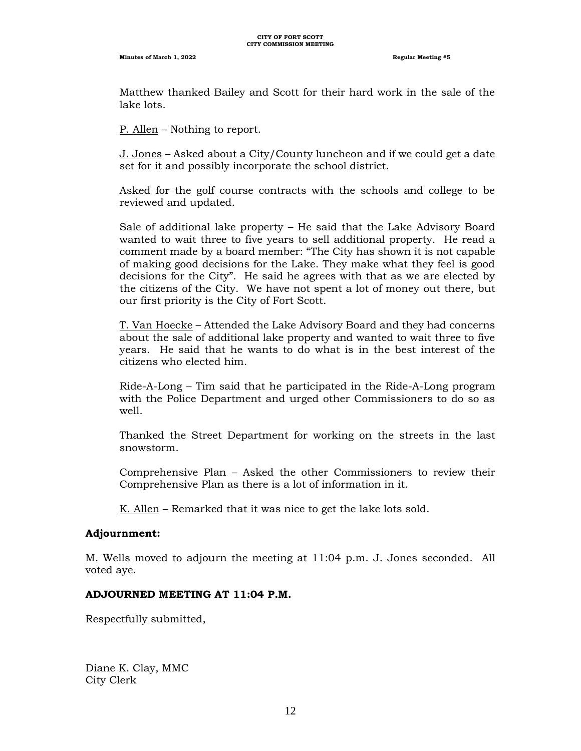Matthew thanked Bailey and Scott for their hard work in the sale of the lake lots.

P. Allen – Nothing to report.

J. Jones – Asked about a City/County luncheon and if we could get a date set for it and possibly incorporate the school district.

Asked for the golf course contracts with the schools and college to be reviewed and updated.

Sale of additional lake property – He said that the Lake Advisory Board wanted to wait three to five years to sell additional property. He read a comment made by a board member: "The City has shown it is not capable of making good decisions for the Lake. They make what they feel is good decisions for the City". He said he agrees with that as we are elected by the citizens of the City. We have not spent a lot of money out there, but our first priority is the City of Fort Scott.

T. Van Hoecke – Attended the Lake Advisory Board and they had concerns about the sale of additional lake property and wanted to wait three to five years. He said that he wants to do what is in the best interest of the citizens who elected him.

Ride-A-Long – Tim said that he participated in the Ride-A-Long program with the Police Department and urged other Commissioners to do so as well.

Thanked the Street Department for working on the streets in the last snowstorm.

Comprehensive Plan – Asked the other Commissioners to review their Comprehensive Plan as there is a lot of information in it.

K. Allen – Remarked that it was nice to get the lake lots sold.

**Adjournment:**

M. Wells moved to adjourn the meeting at 11:04 p.m. J. Jones seconded. All voted aye.

**ADJOURNED MEETING AT 11:04 P.M.**

Respectfully submitted,

Diane K. Clay, MMC
City Clerk